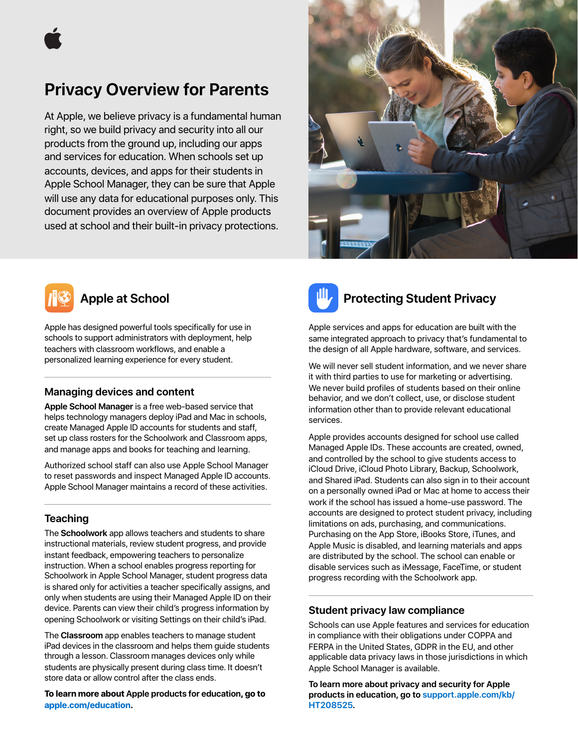# Privacy Overview for Parents

At Apple, we believe privacy is a fundamental human right, so we build privacy and security into all our products from the ground up, including our apps and services for education. When schools set up accounts, devices, and apps for their students in Apple School Manager, they can be sure that Apple will use any data for educational purposes only. This document provides an overview of Apple products used at school and their built-in privacy protections.

## Apple at School

Apple has designed powerful tools specifically for use in schools to support administrators with deployment, help teachers with classroom workflows, and enable a personalized learning experience for every student.

### Managing devices and content

**Apple School Manager** is a free web-based service that helps technology managers deploy iPad and Mac in schools, create Managed Apple ID accounts for students and staff, set up class rosters for the Schoolwork and Classroom apps, and manage apps and books for teaching and learning.

Authorized school staff can also use Apple School Manager to reset passwords and inspect Managed Apple ID accounts. Apple School Manager maintains a record of these activities.

### Teaching

The **Schoolwork** app allows teachers and students to share instructional materials, review student progress, and provide instant feedback, empowering teachers to personalize instruction. When a school enables progress reporting for Schoolwork in Apple School Manager, student progress data is shared only for activities a teacher specifically assigns, and only when students are using their Managed Apple ID on their device. Parents can view their child's progress information by opening Schoolwork or visiting Settings on their child's iPad.

The **Classroom** app enables teachers to manage student iPad devices in the classroom and helps them guide students through a lesson. Classroom manages devices only while students are physically present during class time. It doesn't store data or allow control after the class ends.

**To learn more about Apple products for education, go to apple.com/education.**

## Protecting Student Privacy

Apple services and apps for education are built with the same integrated approach to privacy that's fundamental to the design of all Apple hardware, software, and services.

We will never sell student information, and we never share it with third parties to use for marketing or advertising. We never build profiles of students based on their online behavior, and we don't collect, use, or disclose student information other than to provide relevant educational services.

Apple provides accounts designed for school use called Managed Apple IDs. These accounts are created, owned, and controlled by the school to give students access to iCloud Drive, iCloud Photo Library, Backup, Schoolwork, and Shared iPad. Students can also sign in to their account on a personally owned iPad or Mac at home to access their work if the school has issued a home-use password. The accounts are designed to protect student privacy, including limitations on ads, purchasing, and communications. Purchasing on the App Store, iBooks Store, iTunes, and Apple Music is disabled, and learning materials and apps are distributed by the school. The school can enable or disable services such as iMessage, FaceTime, or student progress recording with the Schoolwork app.

### Student privacy law compliance

Schools can use Apple features and services for education in compliance with their obligations under COPPA and FERPA in the United States, GDPR in the EU, and other applicable data privacy laws in those jurisdictions in which Apple School Manager is available.

**To learn more about privacy and security for Apple products in education, go to support.apple.com/kb/HT208525.**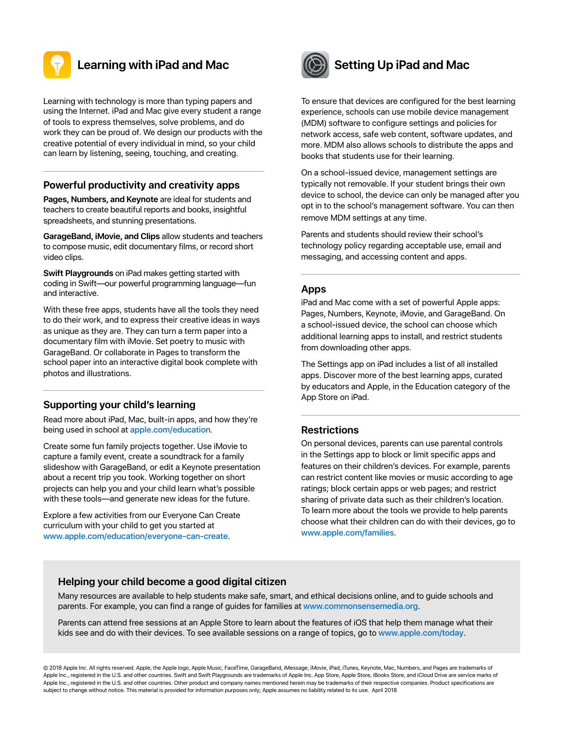## Learning with iPad and Mac

Learning with technology is more than typing papers and using the Internet. iPad and Mac give every student a range of tools to express themselves, solve problems, and do work they can be proud of. We design our products with the creative potential of every individual in mind, so your child can learn by listening, seeing, touching, and creating.

### Powerful productivity and creativity apps

**Pages, Numbers, and Keynote** are ideal for students and teachers to create beautiful reports and books, insightful spreadsheets, and stunning presentations.

**GarageBand, iMovie, and Clips** allow students and teachers to compose music, edit documentary films, or record short video clips.

**Swift Playgrounds** on iPad makes getting started with coding in Swift—our powerful programming language—fun and interactive.

With these free apps, students have all the tools they need to do their work, and to express their creative ideas in ways as unique as they are. They can turn a term paper into a documentary film with iMovie. Set poetry to music with GarageBand. Or collaborate in Pages to transform the school paper into an interactive digital book complete with photos and illustrations.

### Supporting your child's learning

Read more about iPad, Mac, built-in apps, and how they're being used in school at apple.com/education.

Create some fun family projects together. Use iMovie to capture a family event, create a soundtrack for a family slideshow with GarageBand, or edit a Keynote presentation about a recent trip you took. Working together on short projects can help you and your child learn what's possible with these tools—and generate new ideas for the future.

Explore a few activities from our Everyone Can Create curriculum with your child to get you started at www.apple.com/education/everyone-can-create.

## Setting Up iPad and Mac

To ensure that devices are configured for the best learning experience, schools can use mobile device management (MDM) software to configure settings and policies for network access, safe web content, software updates, and more. MDM also allows schools to distribute the apps and books that students use for their learning.

On a school-issued device, management settings are typically not removable. If your student brings their own device to school, the device can only be managed after you opt in to the school's management software. You can then remove MDM settings at any time.

Parents and students should review their school's technology policy regarding acceptable use, email and messaging, and accessing content and apps.

### Apps

iPad and Mac come with a set of powerful Apple apps: Pages, Numbers, Keynote, iMovie, and GarageBand. On a school-issued device, the school can choose which additional learning apps to install, and restrict students from downloading other apps.

The Settings app on iPad includes a list of all installed apps. Discover more of the best learning apps, curated by educators and Apple, in the Education category of the App Store on iPad.

### Restrictions

On personal devices, parents can use parental controls in the Settings app to block or limit specific apps and features on their children's devices. For example, parents can restrict content like movies or music according to age ratings; block certain apps or web pages; and restrict sharing of private data such as their children's location. To learn more about the tools we provide to help parents choose what their children can do with their devices, go to www.apple.com/families.

### Helping your child become a good digital citizen

Many resources are available to help students make safe, smart, and ethical decisions online, and to guide schools and parents. For example, you can find a range of guides for families at www.commonsensemedia.org.

Parents can attend free sessions at an Apple Store to learn about the features of iOS that help them manage what their kids see and do with their devices. To see available sessions on a range of topics, go to www.apple.com/today.

© 2018 Apple Inc. All rights reserved. Apple, the Apple logo, Apple Music, FaceTime, GarageBand, iMessage, iMovie, iPad, iTunes, Keynote, Mac, Numbers, and Pages are trademarks of Apple Inc., registered in the U.S. and other countries. Swift and Swift Playgrounds are trademarks of Apple Inc. App Store, Apple Store, iBooks Store, and iCloud Drive are service marks of Apple Inc., registered in the U.S. and other countries. Other product and company names mentioned herein may be trademarks of their respective companies. Product specifications are subject to change without notice. This material is provided for information purposes only; Apple assumes no liability related to its use. April 2018